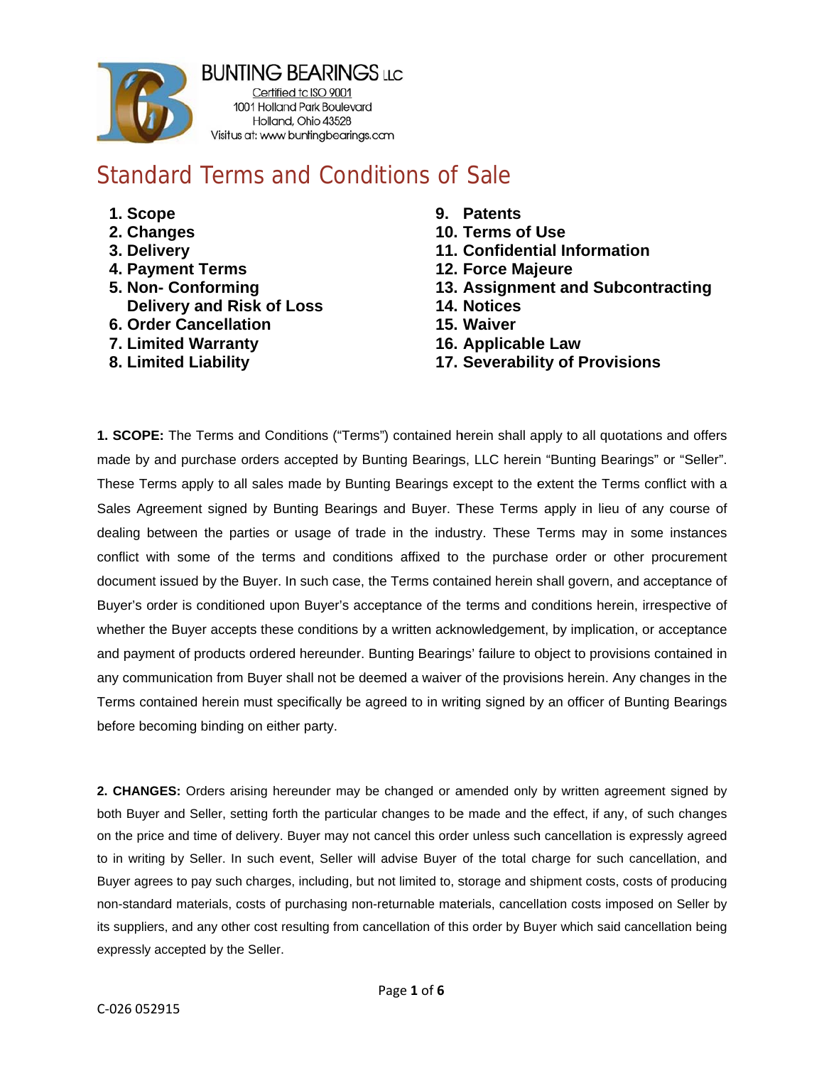**BUNTING BEARINGS LLC**

Certified to ISO 9001
1001 Holland Park Boulevard
Holland, Ohio 43528
Visit us at: www.buntingbearings.com

# Standard Terms and Conditions of Sale

1. **Scope**
2. **Changes**
3. **Delivery**
4. **Payment Terms**
5. **Non- Conforming Delivery and Risk of Loss**
6. **Order Cancellation**
7. **Limited Warranty**
8. **Limited Liability**
9. **Patents**
10. **Terms of Use**
11. **Confidential Information**
12. **Force Majeure**
13. **Assignment and Subcontracting**
14. **Notices**
15. **Waiver**
16. **Applicable Law**
17. **Severability of Provisions**

**1. SCOPE:** The Terms and Conditions ("Terms") contained herein shall apply to all quotations and offers made by and purchase orders accepted by Bunting Bearings, LLC herein "Bunting Bearings" or "Seller". These Terms apply to all sales made by Bunting Bearings except to the extent the Terms conflict with a Sales Agreement signed by Bunting Bearings and Buyer. These Terms apply in lieu of any course of dealing between the parties or usage of trade in the industry. These Terms may in some instances conflict with some of the terms and conditions affixed to the purchase order or other procurement document issued by the Buyer. In such case, the Terms contained herein shall govern, and acceptance of Buyer's order is conditioned upon Buyer's acceptance of the terms and conditions herein, irrespective of whether the Buyer accepts these conditions by a written acknowledgement, by implication, or acceptance and payment of products ordered hereunder. Bunting Bearings' failure to object to provisions contained in any communication from Buyer shall not be deemed a waiver of the provisions herein. Any changes in the Terms contained herein must specifically be agreed to in writing signed by an officer of Bunting Bearings before becoming binding on either party.

**2. CHANGES:** Orders arising hereunder may be changed or amended only by written agreement signed by both Buyer and Seller, setting forth the particular changes to be made and the effect, if any, of such changes on the price and time of delivery. Buyer may not cancel this order unless such cancellation is expressly agreed to in writing by Seller. In such event, Seller will advise Buyer of the total charge for such cancellation, and Buyer agrees to pay such charges, including, but not limited to, storage and shipment costs, costs of producing non-standard materials, costs of purchasing non-returnable materials, cancellation costs imposed on Seller by its suppliers, and any other cost resulting from cancellation of this order by Buyer which said cancellation being expressly accepted by the Seller.

C-026 052915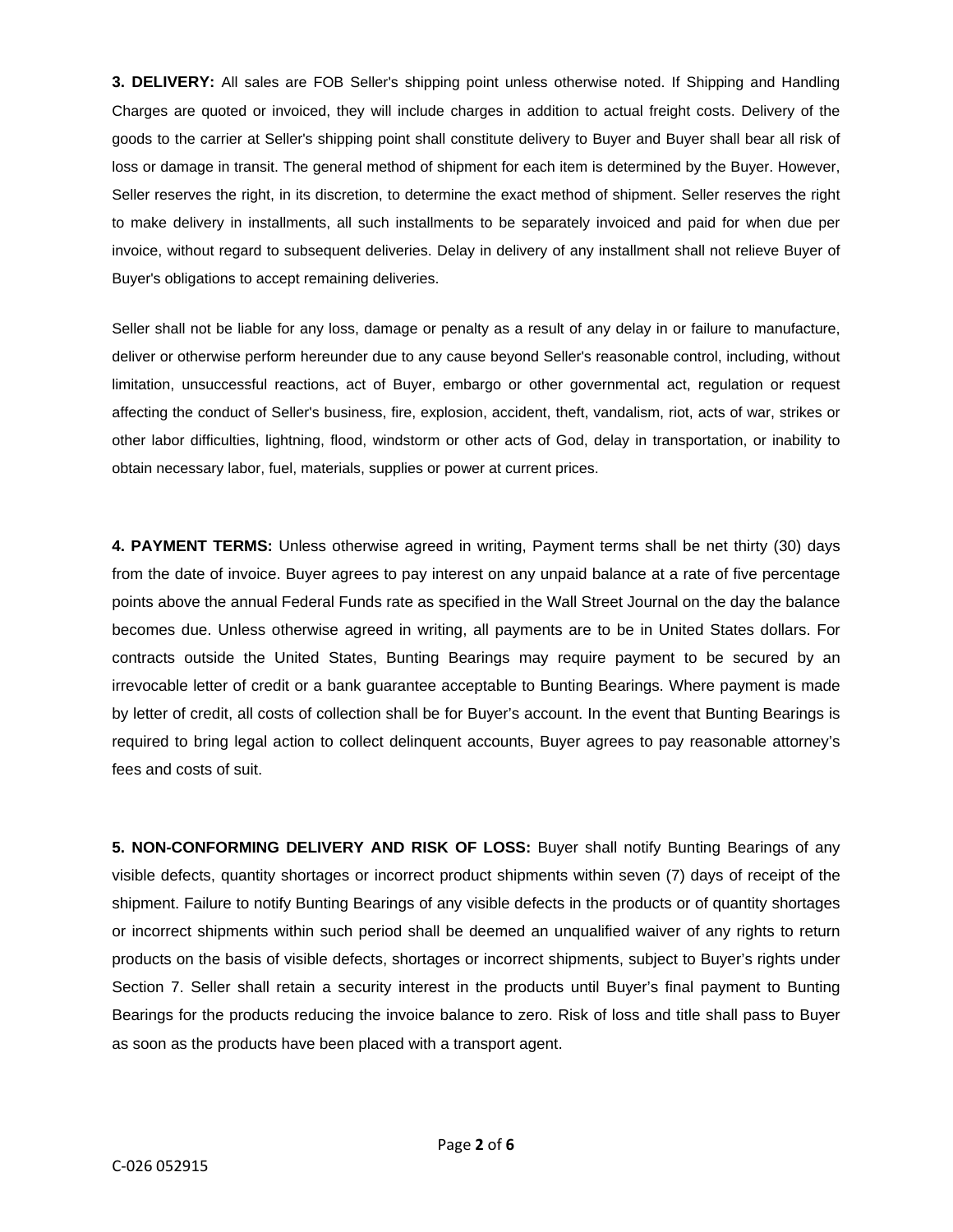**3. DELIVERY:** All sales are FOB Seller's shipping point unless otherwise noted. If Shipping and Handling Charges are quoted or invoiced, they will include charges in addition to actual freight costs. Delivery of the goods to the carrier at Seller's shipping point shall constitute delivery to Buyer and Buyer shall bear all risk of loss or damage in transit. The general method of shipment for each item is determined by the Buyer. However, Seller reserves the right, in its discretion, to determine the exact method of shipment. Seller reserves the right to make delivery in installments, all such installments to be separately invoiced and paid for when due per invoice, without regard to subsequent deliveries. Delay in delivery of any installment shall not relieve Buyer of Buyer's obligations to accept remaining deliveries.

Seller shall not be liable for any loss, damage or penalty as a result of any delay in or failure to manufacture, deliver or otherwise perform hereunder due to any cause beyond Seller's reasonable control, including, without limitation, unsuccessful reactions, act of Buyer, embargo or other governmental act, regulation or request affecting the conduct of Seller's business, fire, explosion, accident, theft, vandalism, riot, acts of war, strikes or other labor difficulties, lightning, flood, windstorm or other acts of God, delay in transportation, or inability to obtain necessary labor, fuel, materials, supplies or power at current prices.

**4. PAYMENT TERMS:** Unless otherwise agreed in writing, Payment terms shall be net thirty (30) days from the date of invoice. Buyer agrees to pay interest on any unpaid balance at a rate of five percentage points above the annual Federal Funds rate as specified in the Wall Street Journal on the day the balance becomes due. Unless otherwise agreed in writing, all payments are to be in United States dollars. For contracts outside the United States, Bunting Bearings may require payment to be secured by an irrevocable letter of credit or a bank guarantee acceptable to Bunting Bearings. Where payment is made by letter of credit, all costs of collection shall be for Buyer's account. In the event that Bunting Bearings is required to bring legal action to collect delinquent accounts, Buyer agrees to pay reasonable attorney's fees and costs of suit.

**5. NON-CONFORMING DELIVERY AND RISK OF LOSS:** Buyer shall notify Bunting Bearings of any visible defects, quantity shortages or incorrect product shipments within seven (7) days of receipt of the shipment. Failure to notify Bunting Bearings of any visible defects in the products or of quantity shortages or incorrect shipments within such period shall be deemed an unqualified waiver of any rights to return products on the basis of visible defects, shortages or incorrect shipments, subject to Buyer's rights under Section 7. Seller shall retain a security interest in the products until Buyer's final payment to Bunting Bearings for the products reducing the invoice balance to zero. Risk of loss and title shall pass to Buyer as soon as the products have been placed with a transport agent.

C-026 052915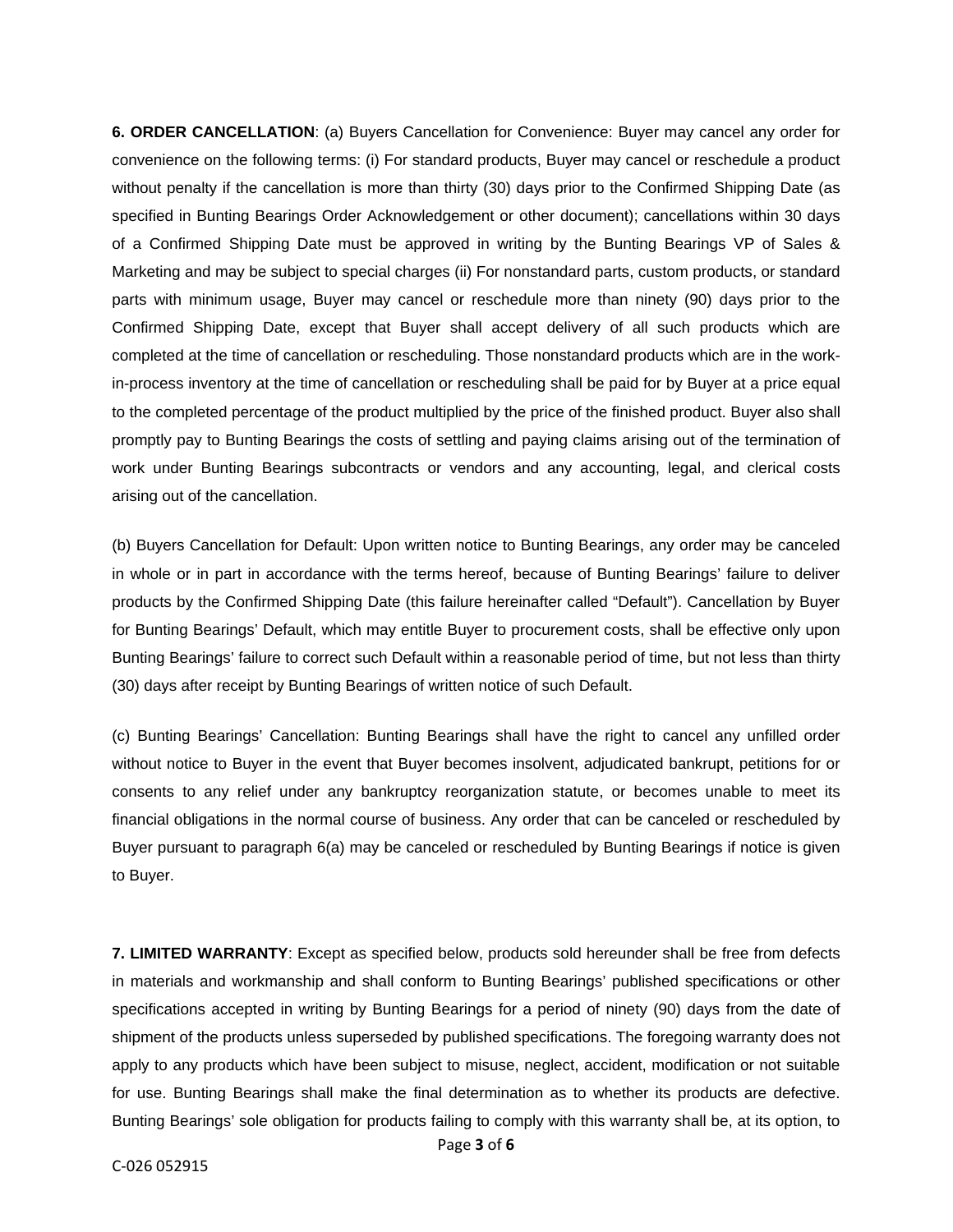**6. ORDER CANCELLATION**: (a) Buyers Cancellation for Convenience: Buyer may cancel any order for convenience on the following terms: (i) For standard products, Buyer may cancel or reschedule a product without penalty if the cancellation is more than thirty (30) days prior to the Confirmed Shipping Date (as specified in Bunting Bearings Order Acknowledgement or other document); cancellations within 30 days of a Confirmed Shipping Date must be approved in writing by the Bunting Bearings VP of Sales & Marketing and may be subject to special charges (ii) For nonstandard parts, custom products, or standard parts with minimum usage, Buyer may cancel or reschedule more than ninety (90) days prior to the Confirmed Shipping Date, except that Buyer shall accept delivery of all such products which are completed at the time of cancellation or rescheduling. Those nonstandard products which are in the work-in-process inventory at the time of cancellation or rescheduling shall be paid for by Buyer at a price equal to the completed percentage of the product multiplied by the price of the finished product. Buyer also shall promptly pay to Bunting Bearings the costs of settling and paying claims arising out of the termination of work under Bunting Bearings subcontracts or vendors and any accounting, legal, and clerical costs arising out of the cancellation.

(b) Buyers Cancellation for Default: Upon written notice to Bunting Bearings, any order may be canceled in whole or in part in accordance with the terms hereof, because of Bunting Bearings' failure to deliver products by the Confirmed Shipping Date (this failure hereinafter called "Default"). Cancellation by Buyer for Bunting Bearings' Default, which may entitle Buyer to procurement costs, shall be effective only upon Bunting Bearings' failure to correct such Default within a reasonable period of time, but not less than thirty (30) days after receipt by Bunting Bearings of written notice of such Default.

(c) Bunting Bearings' Cancellation: Bunting Bearings shall have the right to cancel any unfilled order without notice to Buyer in the event that Buyer becomes insolvent, adjudicated bankrupt, petitions for or consents to any relief under any bankruptcy reorganization statute, or becomes unable to meet its financial obligations in the normal course of business. Any order that can be canceled or rescheduled by Buyer pursuant to paragraph 6(a) may be canceled or rescheduled by Bunting Bearings if notice is given to Buyer.

**7. LIMITED WARRANTY**: Except as specified below, products sold hereunder shall be free from defects in materials and workmanship and shall conform to Bunting Bearings' published specifications or other specifications accepted in writing by Bunting Bearings for a period of ninety (90) days from the date of shipment of the products unless superseded by published specifications. The foregoing warranty does not apply to any products which have been subject to misuse, neglect, accident, modification or not suitable for use. Bunting Bearings shall make the final determination as to whether its products are defective. Bunting Bearings' sole obligation for products failing to comply with this warranty shall be, at its option, to

C-026 052915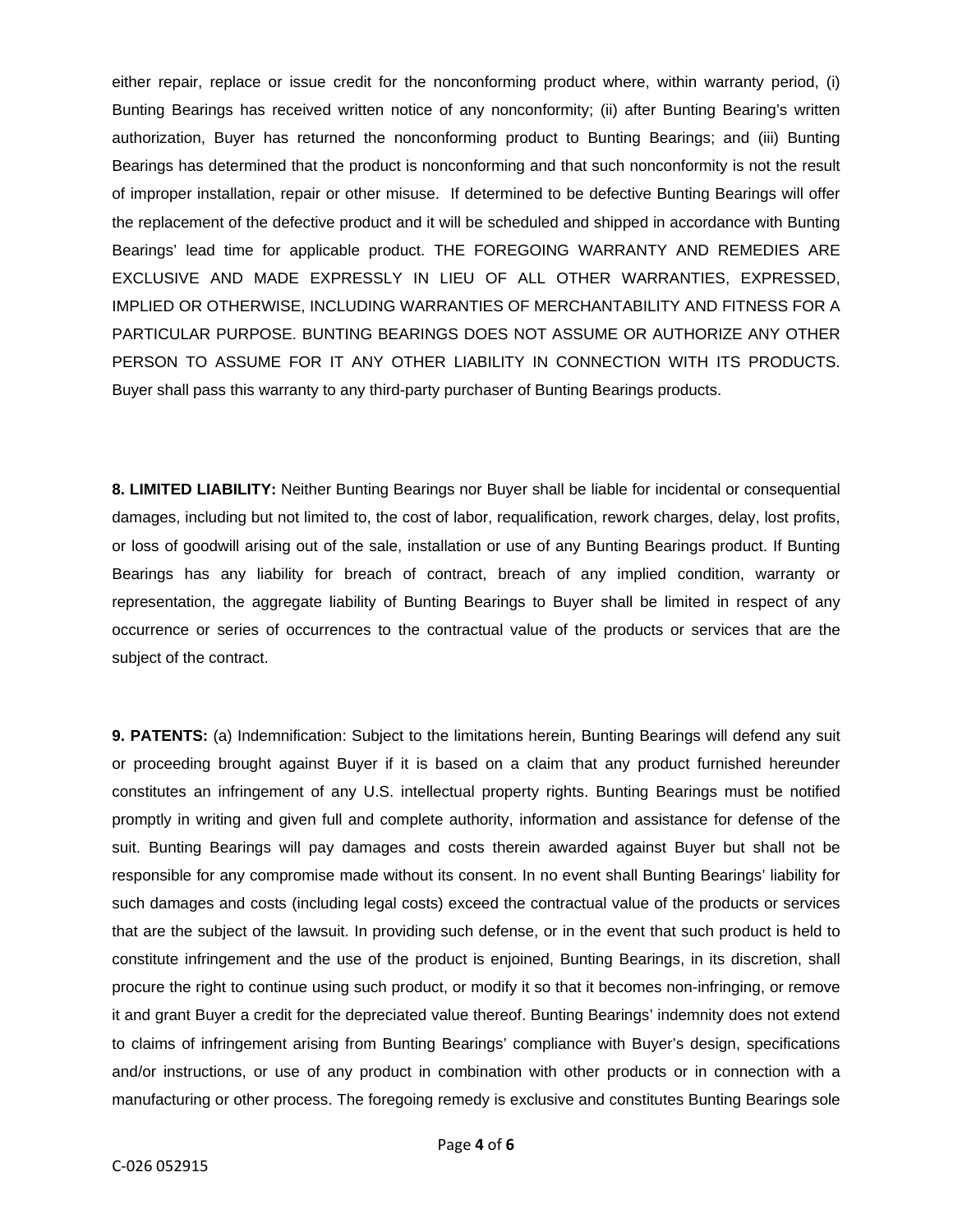either repair, replace or issue credit for the nonconforming product where, within warranty period, (i) Bunting Bearings has received written notice of any nonconformity; (ii) after Bunting Bearing's written authorization, Buyer has returned the nonconforming product to Bunting Bearings; and (iii) Bunting Bearings has determined that the product is nonconforming and that such nonconformity is not the result of improper installation, repair or other misuse. If determined to be defective Bunting Bearings will offer the replacement of the defective product and it will be scheduled and shipped in accordance with Bunting Bearings' lead time for applicable product. THE FOREGOING WARRANTY AND REMEDIES ARE EXCLUSIVE AND MADE EXPRESSLY IN LIEU OF ALL OTHER WARRANTIES, EXPRESSED, IMPLIED OR OTHERWISE, INCLUDING WARRANTIES OF MERCHANTABILITY AND FITNESS FOR A PARTICULAR PURPOSE. BUNTING BEARINGS DOES NOT ASSUME OR AUTHORIZE ANY OTHER PERSON TO ASSUME FOR IT ANY OTHER LIABILITY IN CONNECTION WITH ITS PRODUCTS. Buyer shall pass this warranty to any third-party purchaser of Bunting Bearings products.

**8. LIMITED LIABILITY:** Neither Bunting Bearings nor Buyer shall be liable for incidental or consequential damages, including but not limited to, the cost of labor, requalification, rework charges, delay, lost profits, or loss of goodwill arising out of the sale, installation or use of any Bunting Bearings product. If Bunting Bearings has any liability for breach of contract, breach of any implied condition, warranty or representation, the aggregate liability of Bunting Bearings to Buyer shall be limited in respect of any occurrence or series of occurrences to the contractual value of the products or services that are the subject of the contract.

**9. PATENTS:** (a) Indemnification: Subject to the limitations herein, Bunting Bearings will defend any suit or proceeding brought against Buyer if it is based on a claim that any product furnished hereunder constitutes an infringement of any U.S. intellectual property rights. Bunting Bearings must be notified promptly in writing and given full and complete authority, information and assistance for defense of the suit. Bunting Bearings will pay damages and costs therein awarded against Buyer but shall not be responsible for any compromise made without its consent. In no event shall Bunting Bearings' liability for such damages and costs (including legal costs) exceed the contractual value of the products or services that are the subject of the lawsuit. In providing such defense, or in the event that such product is held to constitute infringement and the use of the product is enjoined, Bunting Bearings, in its discretion, shall procure the right to continue using such product, or modify it so that it becomes non-infringing, or remove it and grant Buyer a credit for the depreciated value thereof. Bunting Bearings' indemnity does not extend to claims of infringement arising from Bunting Bearings' compliance with Buyer's design, specifications and/or instructions, or use of any product in combination with other products or in connection with a manufacturing or other process. The foregoing remedy is exclusive and constitutes Bunting Bearings sole

C-026 052915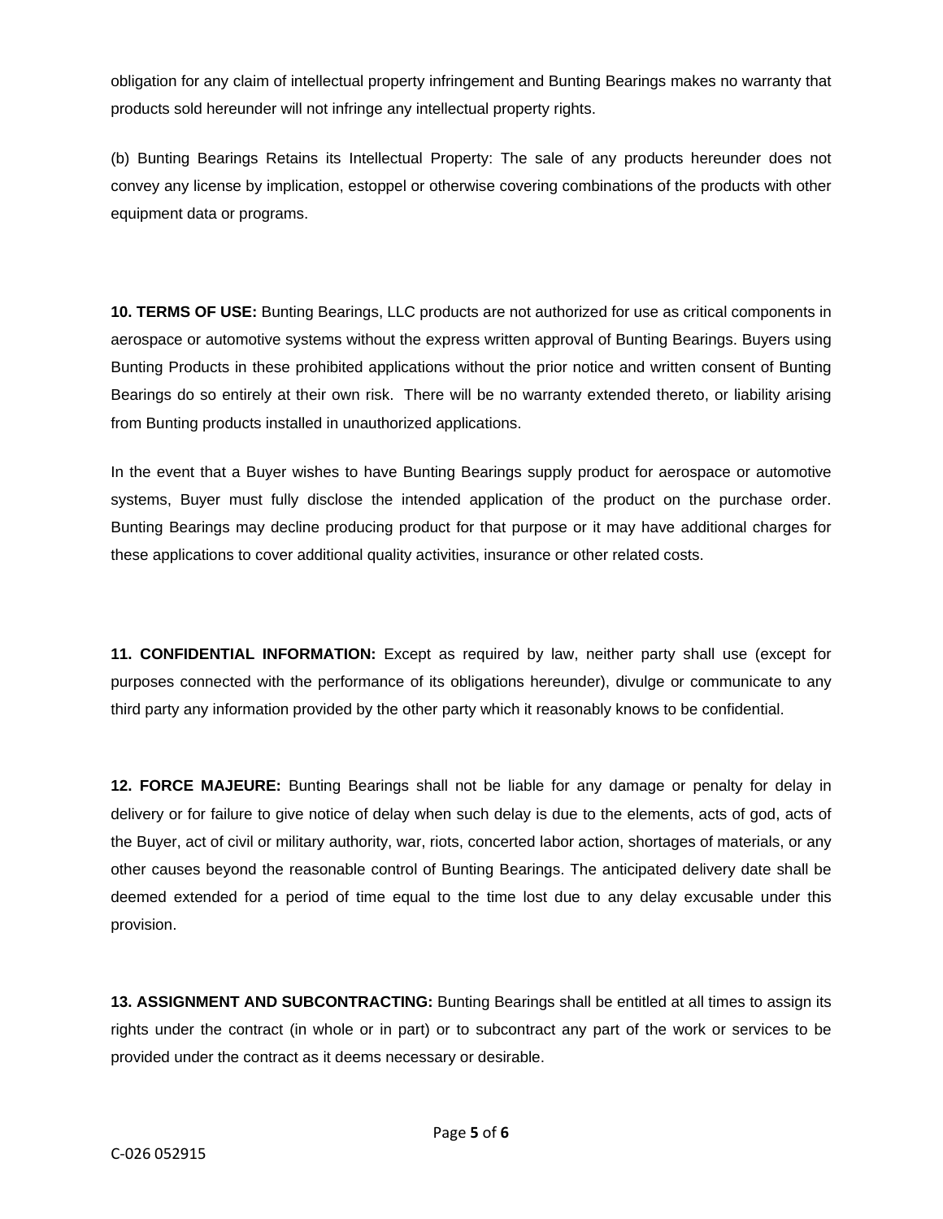obligation for any claim of intellectual property infringement and Bunting Bearings makes no warranty that products sold hereunder will not infringe any intellectual property rights.

(b) Bunting Bearings Retains its Intellectual Property: The sale of any products hereunder does not convey any license by implication, estoppel or otherwise covering combinations of the products with other equipment data or programs.

**10. TERMS OF USE:** Bunting Bearings, LLC products are not authorized for use as critical components in aerospace or automotive systems without the express written approval of Bunting Bearings. Buyers using Bunting Products in these prohibited applications without the prior notice and written consent of Bunting Bearings do so entirely at their own risk. There will be no warranty extended thereto, or liability arising from Bunting products installed in unauthorized applications.

In the event that a Buyer wishes to have Bunting Bearings supply product for aerospace or automotive systems, Buyer must fully disclose the intended application of the product on the purchase order. Bunting Bearings may decline producing product for that purpose or it may have additional charges for these applications to cover additional quality activities, insurance or other related costs.

**11. CONFIDENTIAL INFORMATION:** Except as required by law, neither party shall use (except for purposes connected with the performance of its obligations hereunder), divulge or communicate to any third party any information provided by the other party which it reasonably knows to be confidential.

**12. FORCE MAJEURE:** Bunting Bearings shall not be liable for any damage or penalty for delay in delivery or for failure to give notice of delay when such delay is due to the elements, acts of god, acts of the Buyer, act of civil or military authority, war, riots, concerted labor action, shortages of materials, or any other causes beyond the reasonable control of Bunting Bearings. The anticipated delivery date shall be deemed extended for a period of time equal to the time lost due to any delay excusable under this provision.

**13. ASSIGNMENT AND SUBCONTRACTING:** Bunting Bearings shall be entitled at all times to assign its rights under the contract (in whole or in part) or to subcontract any part of the work or services to be provided under the contract as it deems necessary or desirable.

C-026 052915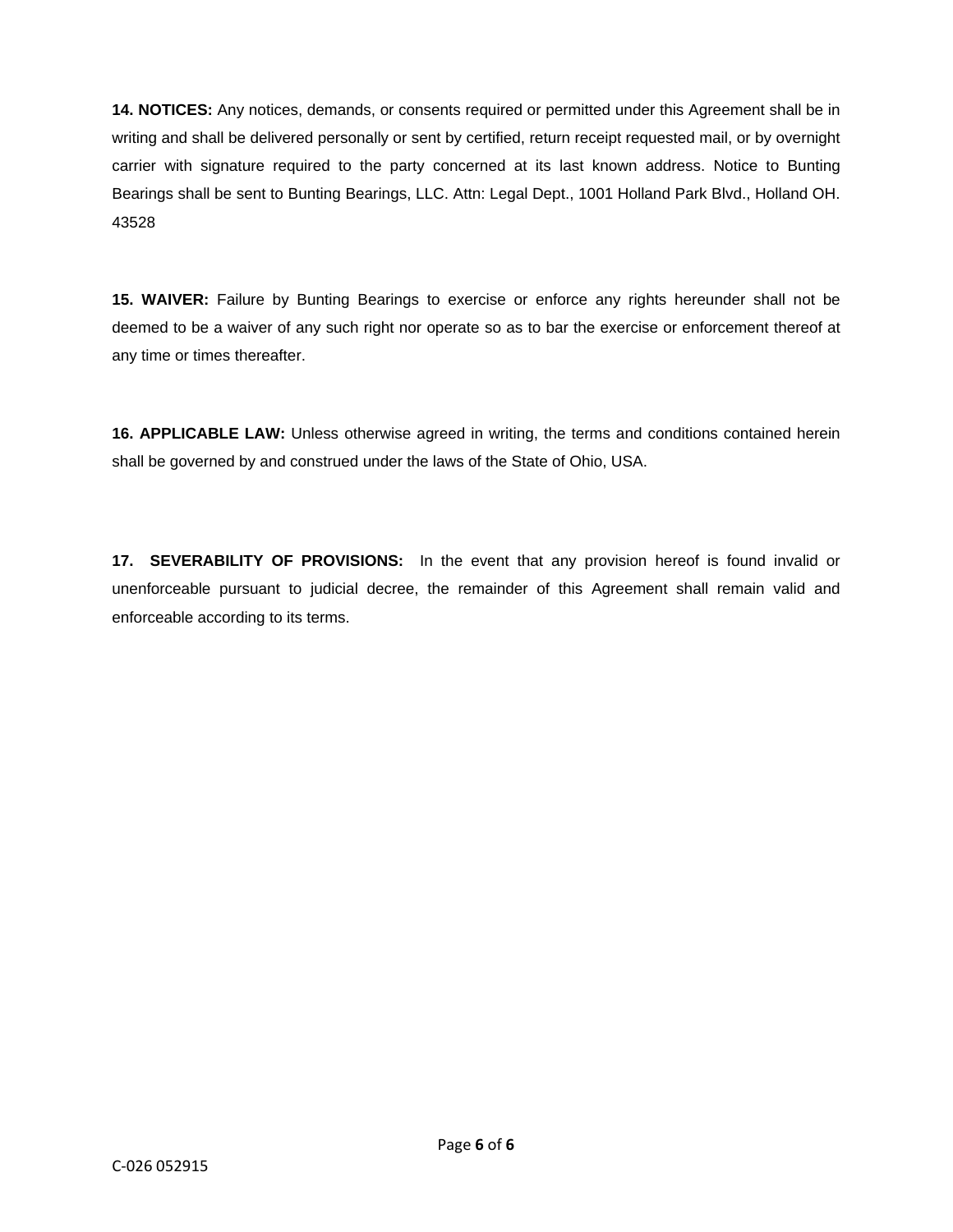**14. NOTICES:** Any notices, demands, or consents required or permitted under this Agreement shall be in writing and shall be delivered personally or sent by certified, return receipt requested mail, or by overnight carrier with signature required to the party concerned at its last known address. Notice to Bunting Bearings shall be sent to Bunting Bearings, LLC. Attn: Legal Dept., 1001 Holland Park Blvd., Holland OH. 43528

**15. WAIVER:** Failure by Bunting Bearings to exercise or enforce any rights hereunder shall not be deemed to be a waiver of any such right nor operate so as to bar the exercise or enforcement thereof at any time or times thereafter.

**16. APPLICABLE LAW:** Unless otherwise agreed in writing, the terms and conditions contained herein shall be governed by and construed under the laws of the State of Ohio, USA.

**17. SEVERABILITY OF PROVISIONS:** In the event that any provision hereof is found invalid or unenforceable pursuant to judicial decree, the remainder of this Agreement shall remain valid and enforceable according to its terms.

C-026 052915